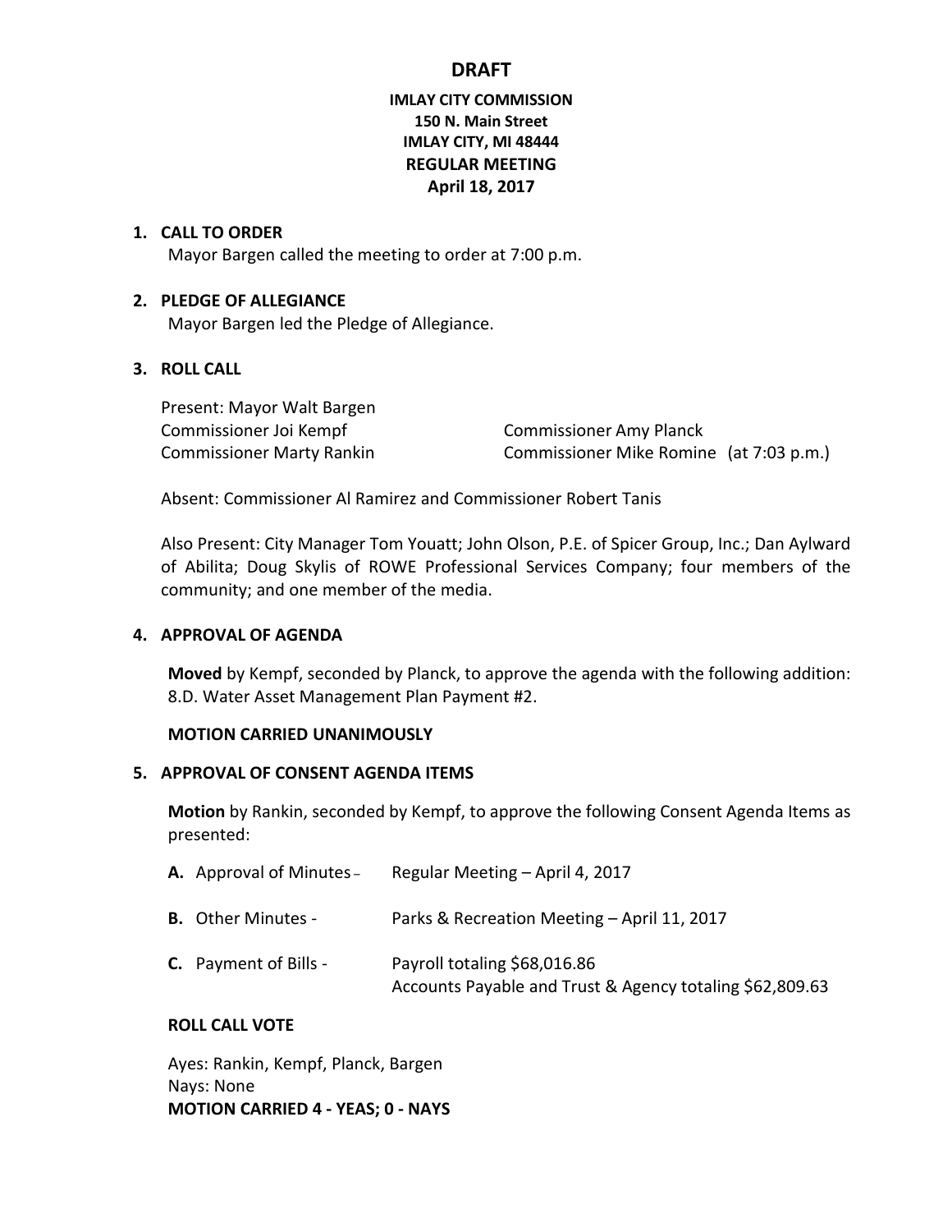# DRAFT

**IMLAY CITY COMMISSION**
**150 N. Main Street**
**IMLAY CITY, MI 48444**
**REGULAR MEETING**
**April 18, 2017**

1. **CALL TO ORDER**

   Mayor Bargen called the meeting to order at 7:00 p.m.

2. **PLEDGE OF ALLEGIANCE**

   Mayor Bargen led the Pledge of Allegiance.

3. **ROLL CALL**

   Present: Mayor Walt Bargen
   Commissioner Joi Kempf
   Commissioner Amy Planck
   Commissioner Marty Rankin
   Commissioner Mike Romine (at 7:03 p.m.)

   Absent: Commissioner Al Ramirez and Commissioner Robert Tanis

   Also Present: City Manager Tom Youatt; John Olson, P.E. of Spicer Group, Inc.; Dan Aylward of Abilita; Doug Skylis of ROWE Professional Services Company; four members of the community; and one member of the media.

4. **APPROVAL OF AGENDA**

   **Moved** by Kempf, seconded by Planck, to approve the agenda with the following addition: 8.D. Water Asset Management Plan Payment #2.

   **MOTION CARRIED UNANIMOUSLY**

5. **APPROVAL OF CONSENT AGENDA ITEMS**

   **Motion** by Rankin, seconded by Kempf, to approve the following Consent Agenda Items as presented:

   **A.** Approval of Minutes – Regular Meeting – April 4, 2017

   **B.** Other Minutes - Parks & Recreation Meeting – April 11, 2017

   **C.** Payment of Bills - Payroll totaling $68,016.86
   Accounts Payable and Trust & Agency totaling $62,809.63

   **ROLL CALL VOTE**

   Ayes: Rankin, Kempf, Planck, Bargen
   Nays: None
   **MOTION CARRIED 4 - YEAS; 0 - NAYS**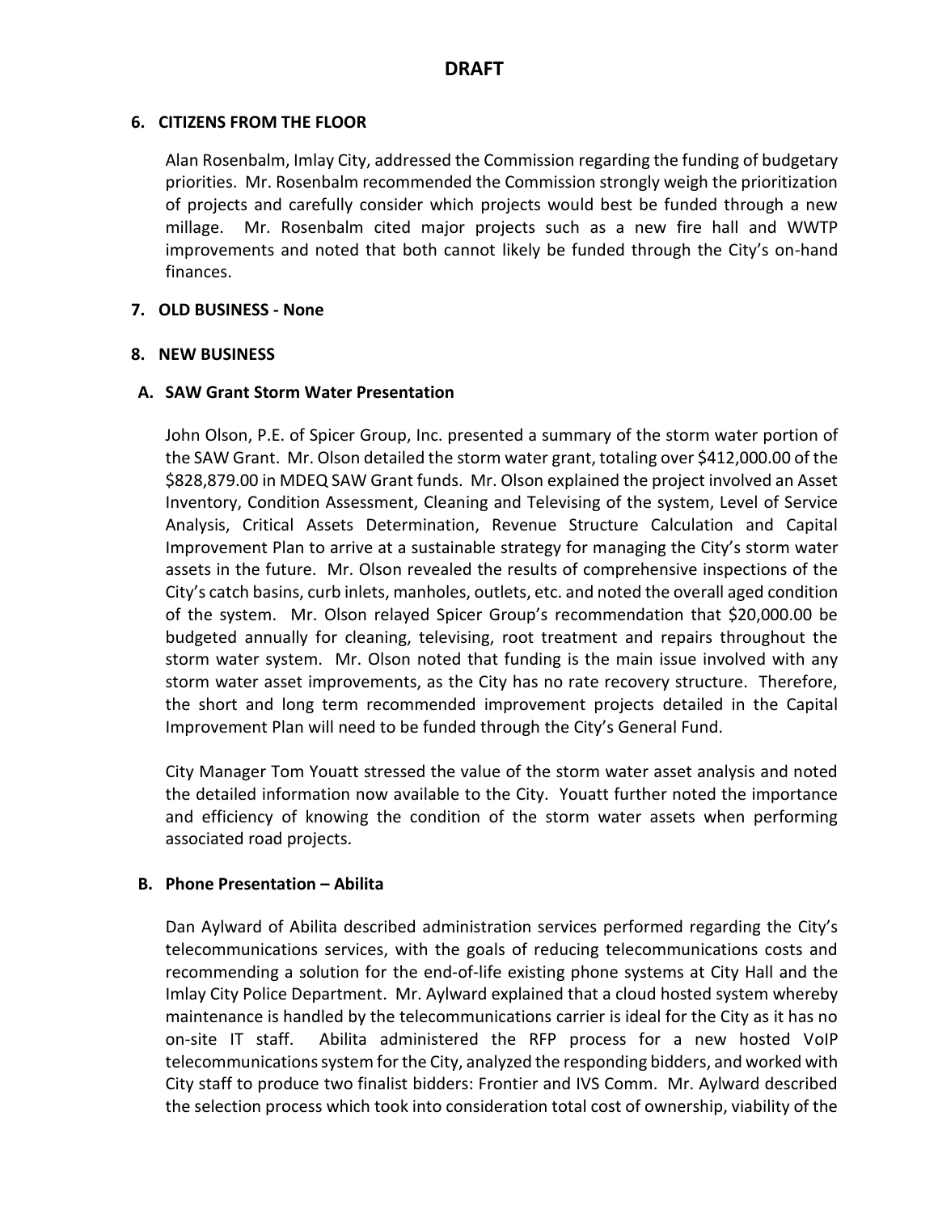**DRAFT**

**6. CITIZENS FROM THE FLOOR**

Alan Rosenbalm, Imlay City, addressed the Commission regarding the funding of budgetary priorities. Mr. Rosenbalm recommended the Commission strongly weigh the prioritization of projects and carefully consider which projects would best be funded through a new millage. Mr. Rosenbalm cited major projects such as a new fire hall and WWTP improvements and noted that both cannot likely be funded through the City's on-hand finances.

**7. OLD BUSINESS - None**

**8. NEW BUSINESS**

**A. SAW Grant Storm Water Presentation**

John Olson, P.E. of Spicer Group, Inc. presented a summary of the storm water portion of the SAW Grant. Mr. Olson detailed the storm water grant, totaling over $412,000.00 of the $828,879.00 in MDEQ SAW Grant funds. Mr. Olson explained the project involved an Asset Inventory, Condition Assessment, Cleaning and Televising of the system, Level of Service Analysis, Critical Assets Determination, Revenue Structure Calculation and Capital Improvement Plan to arrive at a sustainable strategy for managing the City's storm water assets in the future. Mr. Olson revealed the results of comprehensive inspections of the City's catch basins, curb inlets, manholes, outlets, etc. and noted the overall aged condition of the system. Mr. Olson relayed Spicer Group's recommendation that $20,000.00 be budgeted annually for cleaning, televising, root treatment and repairs throughout the storm water system. Mr. Olson noted that funding is the main issue involved with any storm water asset improvements, as the City has no rate recovery structure. Therefore, the short and long term recommended improvement projects detailed in the Capital Improvement Plan will need to be funded through the City's General Fund.

City Manager Tom Youatt stressed the value of the storm water asset analysis and noted the detailed information now available to the City. Youatt further noted the importance and efficiency of knowing the condition of the storm water assets when performing associated road projects.

**B. Phone Presentation – Abilita**

Dan Aylward of Abilita described administration services performed regarding the City's telecommunications services, with the goals of reducing telecommunications costs and recommending a solution for the end-of-life existing phone systems at City Hall and the Imlay City Police Department. Mr. Aylward explained that a cloud hosted system whereby maintenance is handled by the telecommunications carrier is ideal for the City as it has no on-site IT staff. Abilita administered the RFP process for a new hosted VoIP telecommunications system for the City, analyzed the responding bidders, and worked with City staff to produce two finalist bidders: Frontier and IVS Comm. Mr. Aylward described the selection process which took into consideration total cost of ownership, viability of the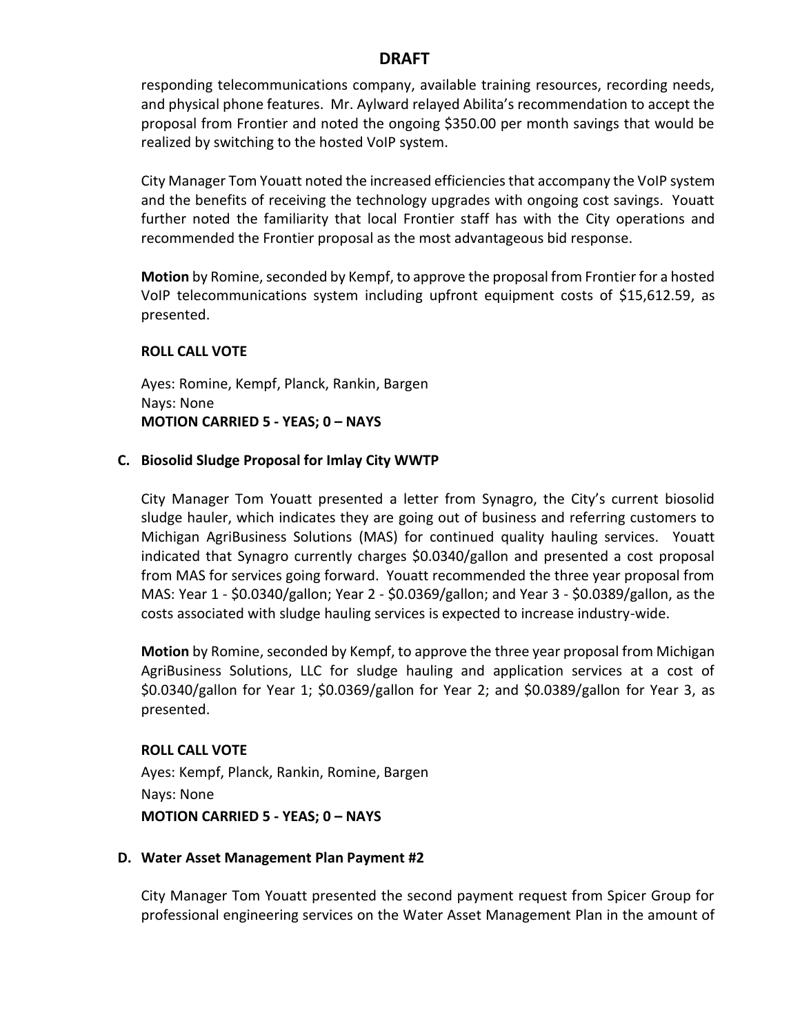# DRAFT

responding telecommunications company, available training resources, recording needs, and physical phone features. Mr. Aylward relayed Abilita's recommendation to accept the proposal from Frontier and noted the ongoing $350.00 per month savings that would be realized by switching to the hosted VoIP system.

City Manager Tom Youatt noted the increased efficiencies that accompany the VoIP system and the benefits of receiving the technology upgrades with ongoing cost savings. Youatt further noted the familiarity that local Frontier staff has with the City operations and recommended the Frontier proposal as the most advantageous bid response.

**Motion** by Romine, seconded by Kempf, to approve the proposal from Frontier for a hosted VoIP telecommunications system including upfront equipment costs of $15,612.59, as presented.

**ROLL CALL VOTE**

Ayes: Romine, Kempf, Planck, Rankin, Bargen
Nays: None
**MOTION CARRIED 5 - YEAS; 0 – NAYS**

### C. Biosolid Sludge Proposal for Imlay City WWTP

City Manager Tom Youatt presented a letter from Synagro, the City's current biosolid sludge hauler, which indicates they are going out of business and referring customers to Michigan AgriBusiness Solutions (MAS) for continued quality hauling services. Youatt indicated that Synagro currently charges $0.0340/gallon and presented a cost proposal from MAS for services going forward. Youatt recommended the three year proposal from MAS: Year 1 - $0.0340/gallon; Year 2 - $0.0369/gallon; and Year 3 - $0.0389/gallon, as the costs associated with sludge hauling services is expected to increase industry-wide.

**Motion** by Romine, seconded by Kempf, to approve the three year proposal from Michigan AgriBusiness Solutions, LLC for sludge hauling and application services at a cost of $0.0340/gallon for Year 1; $0.0369/gallon for Year 2; and $0.0389/gallon for Year 3, as presented.

**ROLL CALL VOTE**

Ayes: Kempf, Planck, Rankin, Romine, Bargen
Nays: None
**MOTION CARRIED 5 - YEAS; 0 – NAYS**

### D. Water Asset Management Plan Payment #2

City Manager Tom Youatt presented the second payment request from Spicer Group for professional engineering services on the Water Asset Management Plan in the amount of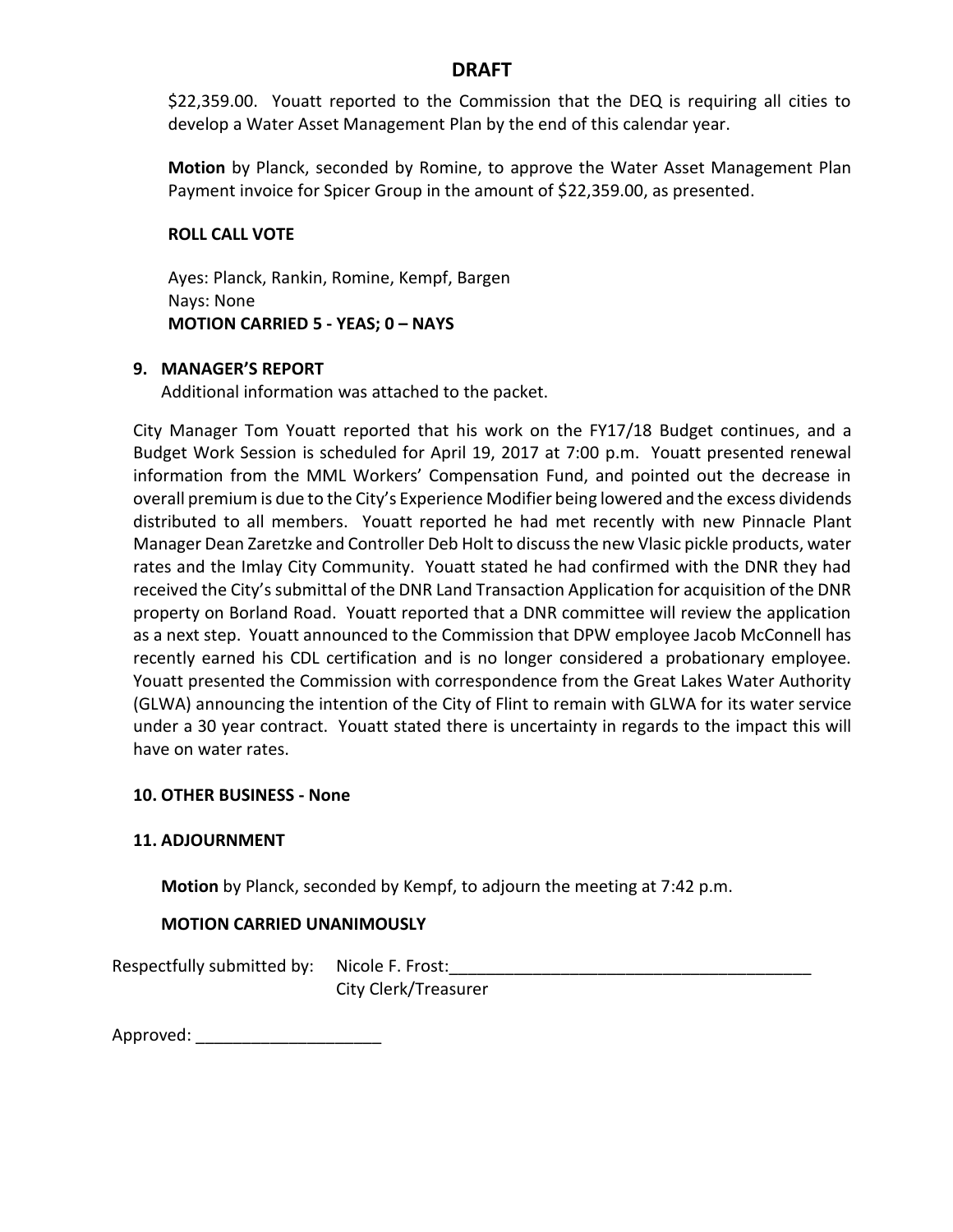DRAFT

$22,359.00. Youatt reported to the Commission that the DEQ is requiring all cities to develop a Water Asset Management Plan by the end of this calendar year.

**Motion** by Planck, seconded by Romine, to approve the Water Asset Management Plan Payment invoice for Spicer Group in the amount of $22,359.00, as presented.

**ROLL CALL VOTE**

Ayes: Planck, Rankin, Romine, Kempf, Bargen
Nays: None
**MOTION CARRIED 5 - YEAS; 0 – NAYS**

**9. MANAGER'S REPORT**

Additional information was attached to the packet.

City Manager Tom Youatt reported that his work on the FY17/18 Budget continues, and a Budget Work Session is scheduled for April 19, 2017 at 7:00 p.m. Youatt presented renewal information from the MML Workers' Compensation Fund, and pointed out the decrease in overall premium is due to the City's Experience Modifier being lowered and the excess dividends distributed to all members. Youatt reported he had met recently with new Pinnacle Plant Manager Dean Zaretzke and Controller Deb Holt to discuss the new Vlasic pickle products, water rates and the Imlay City Community. Youatt stated he had confirmed with the DNR they had received the City's submittal of the DNR Land Transaction Application for acquisition of the DNR property on Borland Road. Youatt reported that a DNR committee will review the application as a next step. Youatt announced to the Commission that DPW employee Jacob McConnell has recently earned his CDL certification and is no longer considered a probationary employee. Youatt presented the Commission with correspondence from the Great Lakes Water Authority (GLWA) announcing the intention of the City of Flint to remain with GLWA for its water service under a 30 year contract. Youatt stated there is uncertainty in regards to the impact this will have on water rates.

**10. OTHER BUSINESS - None**

**11. ADJOURNMENT**

**Motion** by Planck, seconded by Kempf, to adjourn the meeting at 7:42 p.m.

**MOTION CARRIED UNANIMOUSLY**

Respectfully submitted by: Nicole F. Frost:_______________________________________
City Clerk/Treasurer

Approved: ____________________